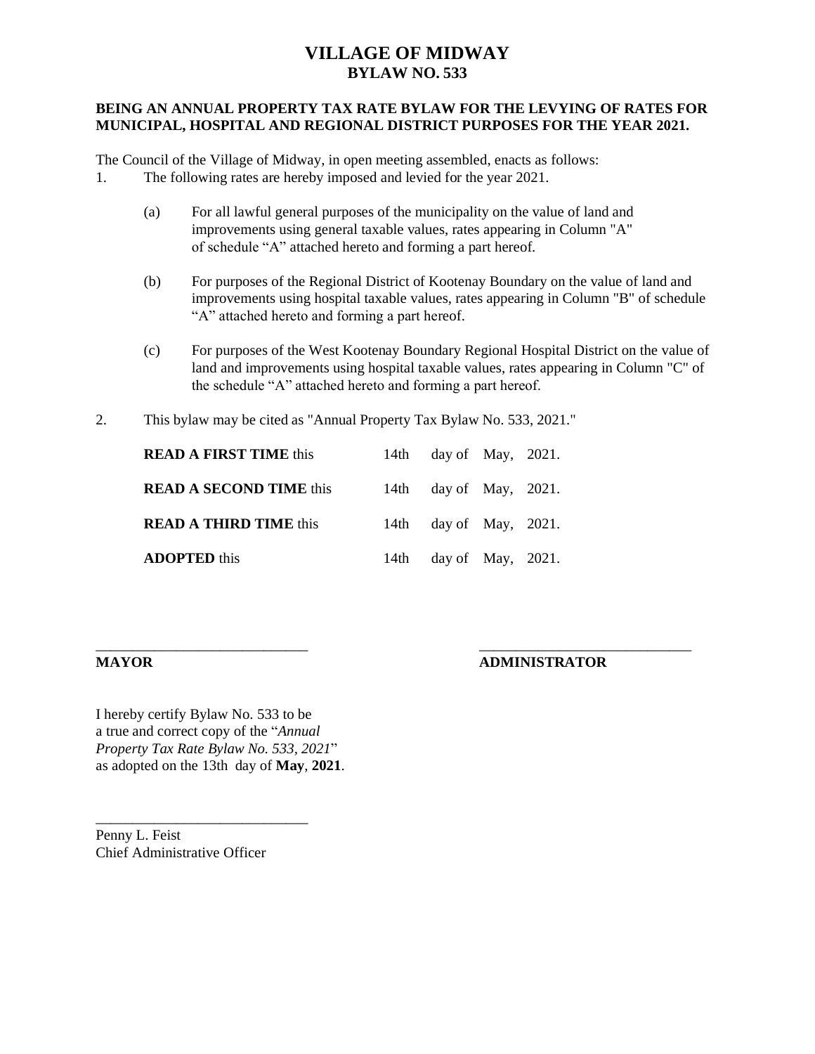# VILLAGE OF MIDWAY
## BYLAW NO. 533

**BEING AN ANNUAL PROPERTY TAX RATE BYLAW FOR THE LEVYING OF RATES FOR MUNICIPAL, HOSPITAL AND REGIONAL DISTRICT PURPOSES FOR THE YEAR 2021.**

The Council of the Village of Midway, in open meeting assembled, enacts as follows:

1. The following rates are hereby imposed and levied for the year 2021.

   (a) For all lawful general purposes of the municipality on the value of land and improvements using general taxable values, rates appearing in Column "A" of schedule "A" attached hereto and forming a part hereof.

   (b) For purposes of the Regional District of Kootenay Boundary on the value of land and improvements using hospital taxable values, rates appearing in Column "B" of schedule "A" attached hereto and forming a part hereof.

   (c) For purposes of the West Kootenay Boundary Regional Hospital District on the value of land and improvements using hospital taxable values, rates appearing in Column "C" of the schedule "A" attached hereto and forming a part hereof.

2. This bylaw may be cited as "Annual Property Tax Bylaw No. 533, 2021."

**READ A FIRST TIME** this 14th day of May, 2021.

**READ A SECOND TIME** this 14th day of May, 2021.

**READ A THIRD TIME** this 14th day of May, 2021.

**ADOPTED** this 14th day of May, 2021.

\_\_\_\_\_\_\_\_\_\_\_\_\_\_\_\_\_\_\_\_\_\_\_\_\_\_\_\_\_
**MAYOR**

\_\_\_\_\_\_\_\_\_\_\_\_\_\_\_\_\_\_\_\_\_\_\_\_\_\_\_\_\_
**ADMINISTRATOR**

I hereby certify Bylaw No. 533 to be a true and correct copy of the "*Annual Property Tax Rate Bylaw No. 533, 2021*" as adopted on the 13th day of **May**, **2021**.

\_\_\_\_\_\_\_\_\_\_\_\_\_\_\_\_\_\_\_\_\_\_\_\_\_\_\_\_\_
Penny L. Feist
Chief Administrative Officer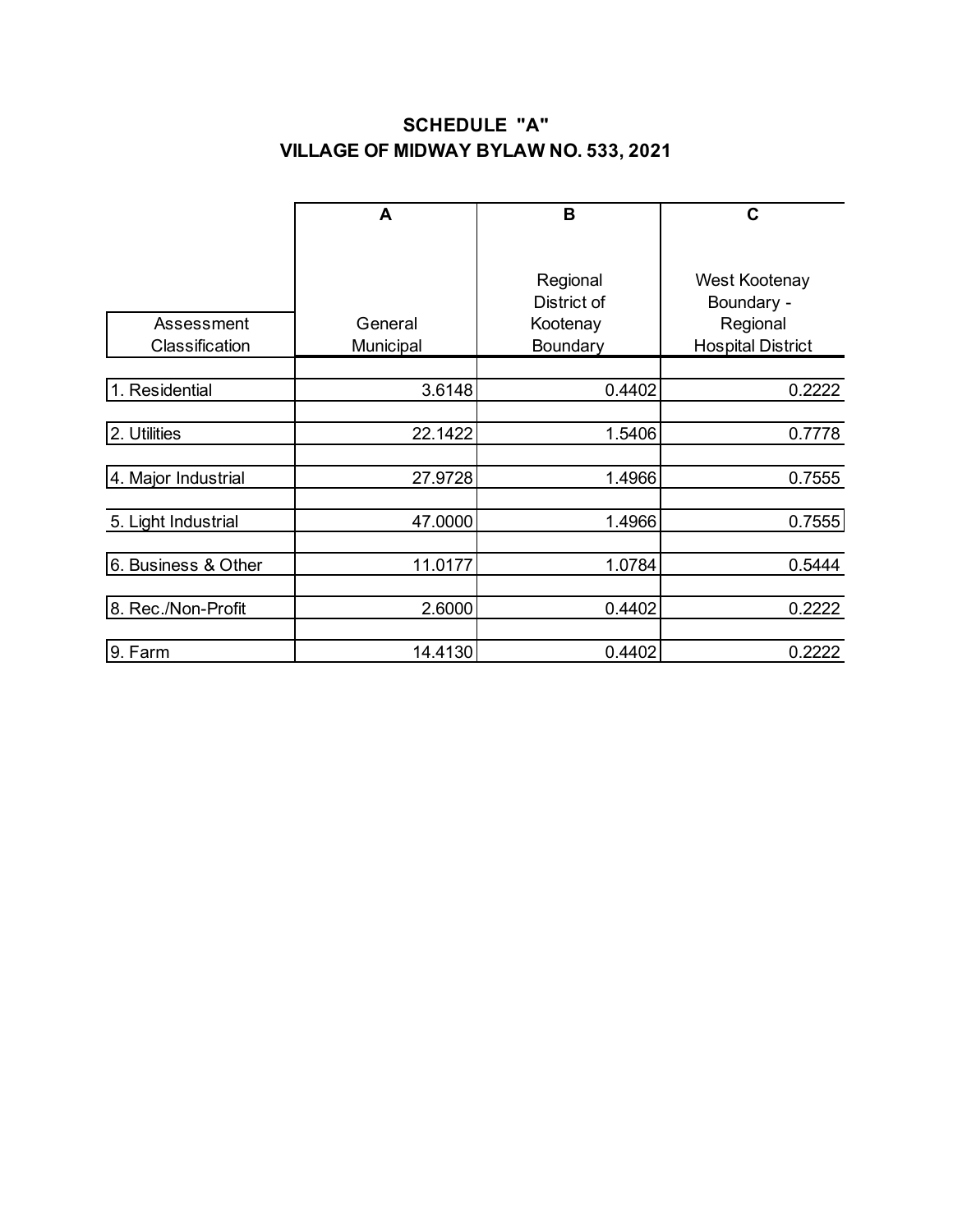## SCHEDULE "A"
## VILLAGE OF MIDWAY BYLAW NO. 533, 2021

| | A | B | C |
|---|---|---|---|
| Assessment Classification | General Municipal | Regional District of Kootenay Boundary | West Kootenay Boundary - Regional Hospital District |
| 1. Residential | 3.6148 | 0.4402 | 0.2222 |
| 2. Utilities | 22.1422 | 1.5406 | 0.7778 |
| 4. Major Industrial | 27.9728 | 1.4966 | 0.7555 |
| 5. Light Industrial | 47.0000 | 1.4966 | 0.7555 |
| 6. Business & Other | 11.0177 | 1.0784 | 0.5444 |
| 8. Rec./Non-Profit | 2.6000 | 0.4402 | 0.2222 |
| 9. Farm | 14.4130 | 0.4402 | 0.2222 |